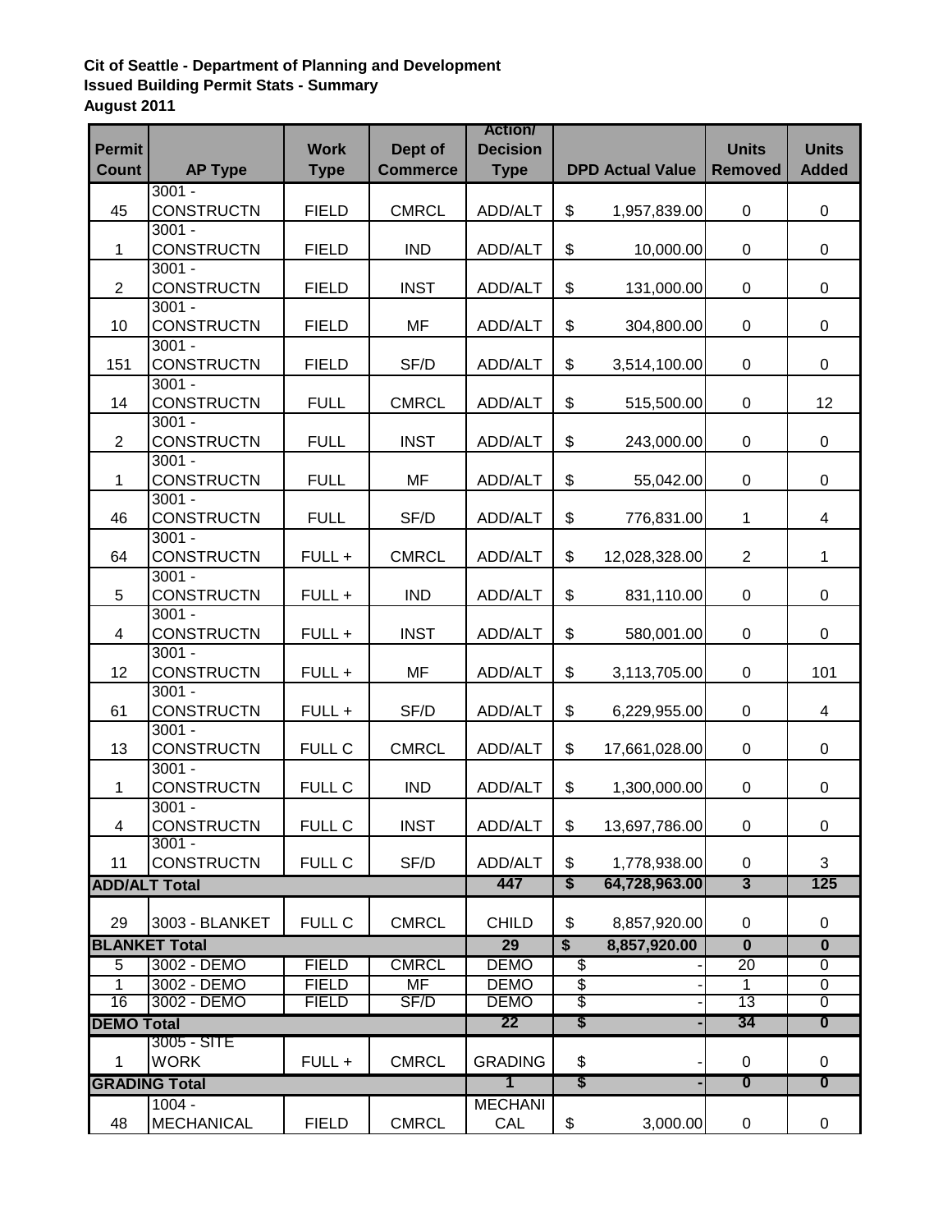**Cit of Seattle - Department of Planning and Development**
**Issued Building Permit Stats - Summary**
**August 2011**

| Permit Count | AP Type | Work Type | Dept of Commerce | Action/ Decision Type | DPD Actual Value | Units Removed | Units Added |
|---|---|---|---|---|---|---|---|
| 45 | 3001 - CONSTRUCTN | FIELD | CMRCL | ADD/ALT | $ 1,957,839.00 | 0 | 0 |
| 1 | 3001 - CONSTRUCTN | FIELD | IND | ADD/ALT | $ 10,000.00 | 0 | 0 |
| 2 | 3001 - CONSTRUCTN | FIELD | INST | ADD/ALT | $ 131,000.00 | 0 | 0 |
| 10 | 3001 - CONSTRUCTN | FIELD | MF | ADD/ALT | $ 304,800.00 | 0 | 0 |
| 151 | 3001 - CONSTRUCTN | FIELD | SF/D | ADD/ALT | $ 3,514,100.00 | 0 | 0 |
| 14 | 3001 - CONSTRUCTN | FULL | CMRCL | ADD/ALT | $ 515,500.00 | 0 | 12 |
| 2 | 3001 - CONSTRUCTN | FULL | INST | ADD/ALT | $ 243,000.00 | 0 | 0 |
| 1 | 3001 - CONSTRUCTN | FULL | MF | ADD/ALT | $ 55,042.00 | 0 | 0 |
| 46 | 3001 - CONSTRUCTN | FULL | SF/D | ADD/ALT | $ 776,831.00 | 1 | 4 |
| 64 | 3001 - CONSTRUCTN | FULL + | CMRCL | ADD/ALT | $ 12,028,328.00 | 2 | 1 |
| 5 | 3001 - CONSTRUCTN | FULL + | IND | ADD/ALT | $ 831,110.00 | 0 | 0 |
| 4 | 3001 - CONSTRUCTN | FULL + | INST | ADD/ALT | $ 580,001.00 | 0 | 0 |
| 12 | 3001 - CONSTRUCTN | FULL + | MF | ADD/ALT | $ 3,113,705.00 | 0 | 101 |
| 61 | 3001 - CONSTRUCTN | FULL + | SF/D | ADD/ALT | $ 6,229,955.00 | 0 | 4 |
| 13 | 3001 - CONSTRUCTN | FULL C | CMRCL | ADD/ALT | $ 17,661,028.00 | 0 | 0 |
| 1 | 3001 - CONSTRUCTN | FULL C | IND | ADD/ALT | $ 1,300,000.00 | 0 | 0 |
| 4 | 3001 - CONSTRUCTN | FULL C | INST | ADD/ALT | $ 13,697,786.00 | 0 | 0 |
| 11 | 3001 - CONSTRUCTN | FULL C | SF/D | ADD/ALT | $ 1,778,938.00 | 0 | 3 |
| **ADD/ALT Total** | | | | **447** | **$ 64,728,963.00** | **3** | **125** |
| 29 | 3003 - BLANKET | FULL C | CMRCL | CHILD | $ 8,857,920.00 | 0 | 0 |
| **BLANKET Total** | | | | **29** | **$ 8,857,920.00** | **0** | **0** |
| 5 | 3002 - DEMO | FIELD | CMRCL | DEMO | $ - | 20 | 0 |
| 1 | 3002 - DEMO | FIELD | MF | DEMO | $ - | 1 | 0 |
| 16 | 3002 - DEMO | FIELD | SF/D | DEMO | $ - | 13 | 0 |
| **DEMO Total** | | | | **22** | **$ -** | **34** | **0** |
| 1 | 3005 - SITE WORK | FULL + | CMRCL | GRADING | $ - | 0 | 0 |
| **GRADING Total** | | | | **1** | **$ -** | **0** | **0** |
| 48 | 1004 - MECHANICAL | FIELD | CMRCL | MECHANICAL | $ 3,000.00 | 0 | 0 |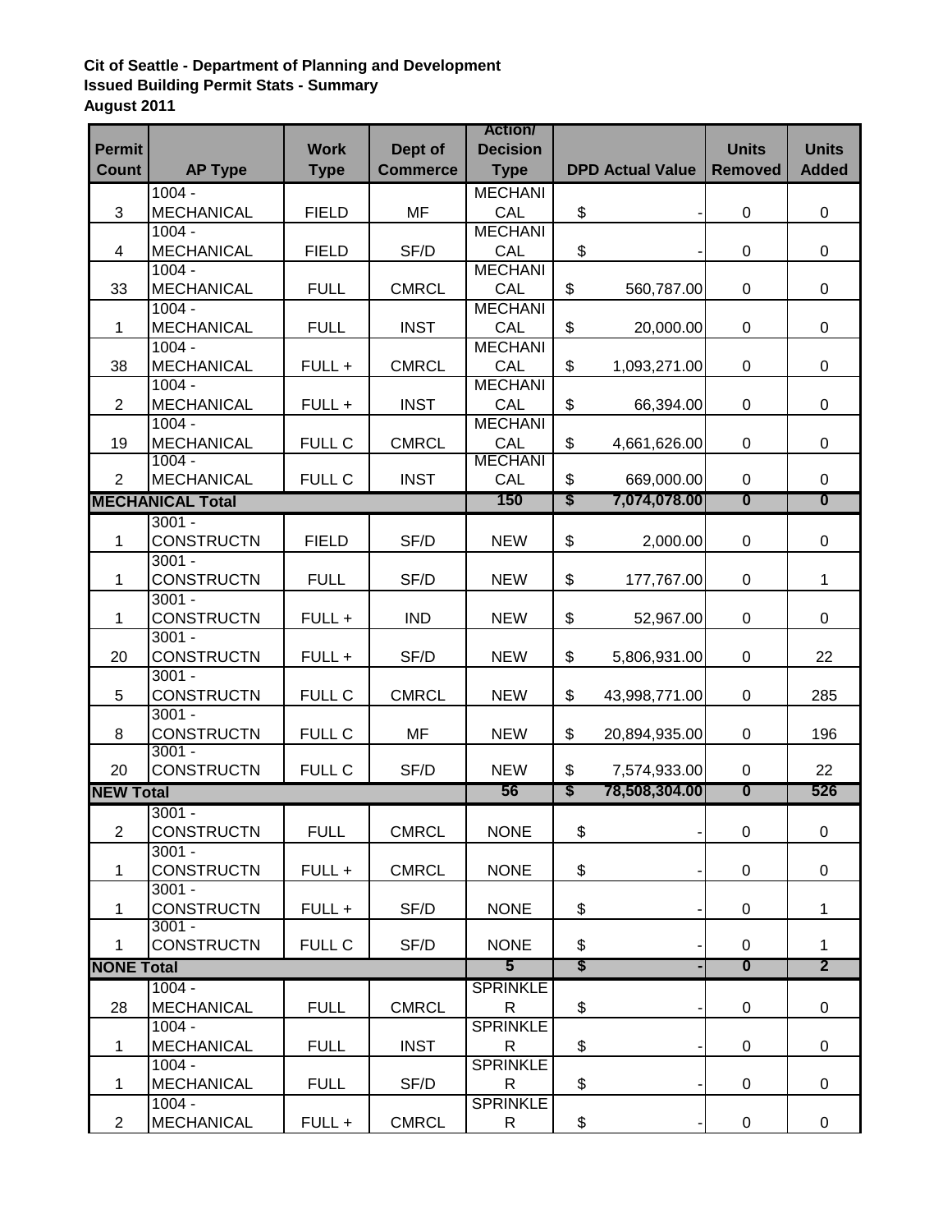**Cit of Seattle - Department of Planning and Development**
**Issued Building Permit Stats - Summary**
**August 2011**

| Permit Count | AP Type | Work Type | Dept of Commerce | Action/ Decision Type | DPD Actual Value | Units Removed | Units Added |
|---|---|---|---|---|---|---|---|
| 3 | 1004 - MECHANICAL | FIELD | MF | MECHANICAL | $ - | 0 | 0 |
| 4 | 1004 - MECHANICAL | FIELD | SF/D | MECHANICAL | $ - | 0 | 0 |
| 33 | 1004 - MECHANICAL | FULL | CMRCL | MECHANICAL | $ 560,787.00 | 0 | 0 |
| 1 | 1004 - MECHANICAL | FULL | INST | MECHANICAL | $ 20,000.00 | 0 | 0 |
| 38 | 1004 - MECHANICAL | FULL + | CMRCL | MECHANICAL | $ 1,093,271.00 | 0 | 0 |
| 2 | 1004 - MECHANICAL | FULL + | INST | MECHANICAL | $ 66,394.00 | 0 | 0 |
| 19 | 1004 - MECHANICAL | FULL C | CMRCL | MECHANICAL | $ 4,661,626.00 | 0 | 0 |
| 2 | 1004 - MECHANICAL | FULL C | INST | MECHANICAL | $ 669,000.00 | 0 | 0 |
| **MECHANICAL Total** | | | | **150** | **$ 7,074,078.00** | **0** | **0** |
| 1 | 3001 - CONSTRUCTN | FIELD | SF/D | NEW | $ 2,000.00 | 0 | 0 |
| 1 | 3001 - CONSTRUCTN | FULL | SF/D | NEW | $ 177,767.00 | 0 | 1 |
| 1 | 3001 - CONSTRUCTN | FULL + | IND | NEW | $ 52,967.00 | 0 | 0 |
| 20 | 3001 - CONSTRUCTN | FULL + | SF/D | NEW | $ 5,806,931.00 | 0 | 22 |
| 5 | 3001 - CONSTRUCTN | FULL C | CMRCL | NEW | $ 43,998,771.00 | 0 | 285 |
| 8 | 3001 - CONSTRUCTN | FULL C | MF | NEW | $ 20,894,935.00 | 0 | 196 |
| 20 | 3001 - CONSTRUCTN | FULL C | SF/D | NEW | $ 7,574,933.00 | 0 | 22 |
| **NEW Total** | | | | **56** | **$ 78,508,304.00** | **0** | **526** |
| 2 | 3001 - CONSTRUCTN | FULL | CMRCL | NONE | $ - | 0 | 0 |
| 1 | 3001 - CONSTRUCTN | FULL + | CMRCL | NONE | $ - | 0 | 0 |
| 1 | 3001 - CONSTRUCTN | FULL + | SF/D | NONE | $ - | 0 | 1 |
| 1 | 3001 - CONSTRUCTN | FULL C | SF/D | NONE | $ - | 0 | 1 |
| **NONE Total** | | | | **5** | **$ -** | **0** | **2** |
| 28 | 1004 - MECHANICAL | FULL | CMRCL | SPRINKLER | $ - | 0 | 0 |
| 1 | 1004 - MECHANICAL | FULL | INST | SPRINKLER | $ - | 0 | 0 |
| 1 | 1004 - MECHANICAL | FULL | SF/D | SPRINKLER | $ - | 0 | 0 |
| 2 | 1004 - MECHANICAL | FULL + | CMRCL | SPRINKLER | $ - | 0 | 0 |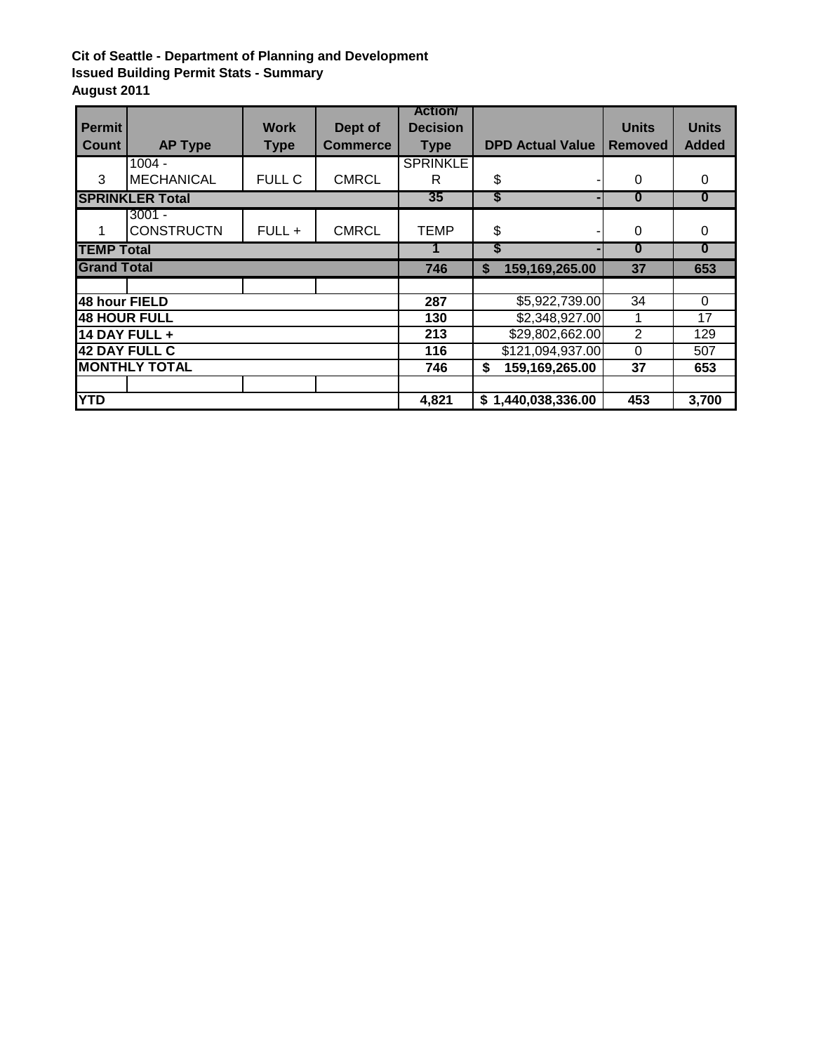**Cit of Seattle - Department of Planning and Development**
**Issued Building Permit Stats - Summary**
**August 2011**

| Permit Count | AP Type | Work Type | Dept of Commerce | Action/ Decision Type | DPD Actual Value | Units Removed | Units Added |
|---|---|---|---|---|---|---|---|
| 3 | 1004 - MECHANICAL | FULL C | CMRCL | SPRINKLER | $ - | 0 | 0 |
| **SPRINKLER Total** | | | | **35** | **$ -** | **0** | **0** |
| 1 | 3001 - CONSTRUCTN | FULL + | CMRCL | TEMP | $ - | 0 | 0 |
| **TEMP Total** | | | | **1** | **$ -** | **0** | **0** |
| **Grand Total** | | | | **746** | **$ 159,169,265.00** | **37** | **653** |
| | | | | | | | |
| **48 hour FIELD** | | | | **287** | $5,922,739.00 | 34 | 0 |
| **48 HOUR FULL** | | | | **130** | $2,348,927.00 | 1 | 17 |
| **14 DAY FULL +** | | | | **213** | $29,802,662.00 | 2 | 129 |
| **42 DAY FULL C** | | | | **116** | $121,094,937.00 | 0 | 507 |
| **MONTHLY TOTAL** | | | | **746** | **$ 159,169,265.00** | **37** | **653** |
| | | | | | | | |
| **YTD** | | | | **4,821** | **$ 1,440,038,336.00** | **453** | **3,700** |